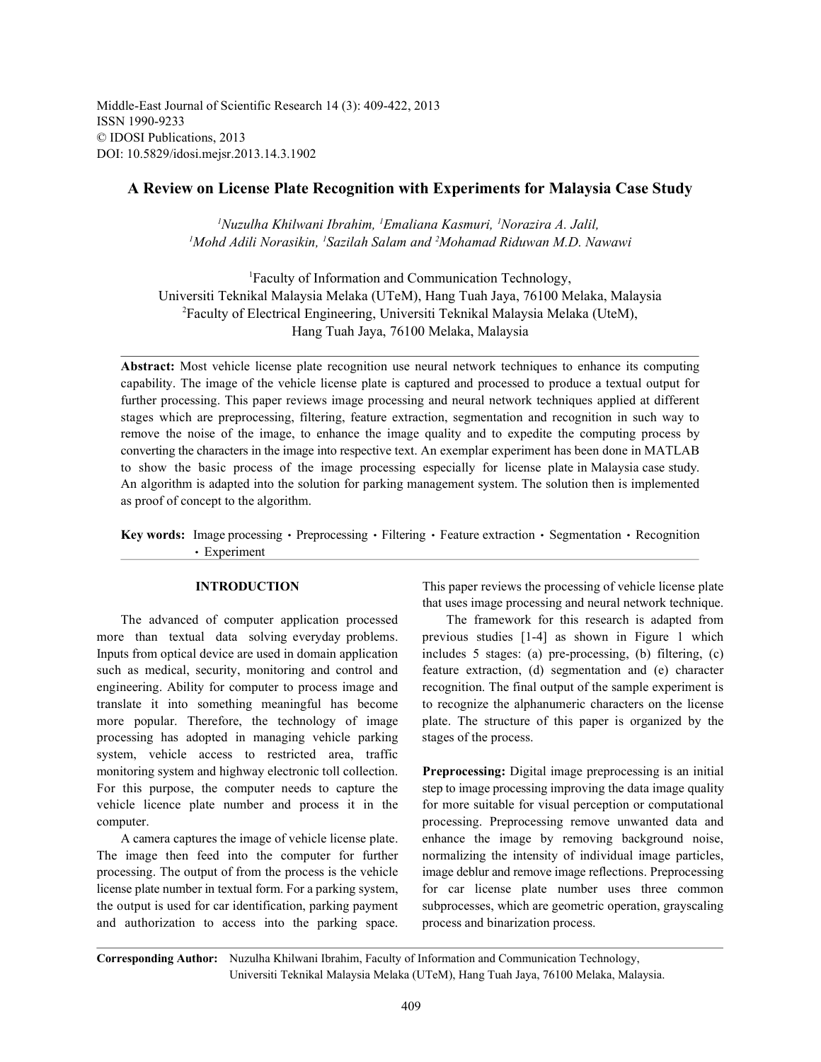Middle-East Journal of Scientific Research 14 (3): 409-422, 2013
ISSN 1990-9233
© IDOSI Publications, 2013
DOI: 10.5829/idosi.mejsr.2013.14.3.1902

# A Review on License Plate Recognition with Experiments for Malaysia Case Study

*[1]Nuzulha Khilwani Ibrahim, [1]Emaliana Kasmuri, [1]Norazira A. Jalil, [1]Mohd Adili Norasikin, [1]Sazilah Salam and [2]Mohamad Riduwan M.D. Nawawi*

[1]Faculty of Information and Communication Technology, Universiti Teknikal Malaysia Melaka (UTeM), Hang Tuah Jaya, 76100 Melaka, Malaysia
[2]Faculty of Electrical Engineering, Universiti Teknikal Malaysia Melaka (UteM), Hang Tuah Jaya, 76100 Melaka, Malaysia

**Abstract:** Most vehicle license plate recognition use neural network techniques to enhance its computing capability. The image of the vehicle license plate is captured and processed to produce a textual output for further processing. This paper reviews image processing and neural network techniques applied at different stages which are preprocessing, filtering, feature extraction, segmentation and recognition in such way to remove the noise of the image, to enhance the image quality and to expedite the computing process by converting the characters in the image into respective text. An exemplar experiment has been done in MATLAB to show the basic process of the image processing especially for license plate in Malaysia case study. An algorithm is adapted into the solution for parking management system. The solution then is implemented as proof of concept to the algorithm.

**Key words:** Image processing · Preprocessing · Filtering · Feature extraction · Segmentation · Recognition · Experiment

## INTRODUCTION

The advanced of computer application processed more than textual data solving everyday problems. Inputs from optical device are used in domain application such as medical, security, monitoring and control and engineering. Ability for computer to process image and translate it into something meaningful has become more popular. Therefore, the technology of image processing has adopted in managing vehicle parking system, vehicle access to restricted area, traffic monitoring system and highway electronic toll collection. For this purpose, the computer needs to capture the vehicle licence plate number and process it in the computer.

A camera captures the image of vehicle license plate. The image then feed into the computer for further processing. The output of from the process is the vehicle license plate number in textual form. For a parking system, the output is used for car identification, parking payment and authorization to access into the parking space. This paper reviews the processing of vehicle license plate that uses image processing and neural network technique.

The framework for this research is adapted from previous studies [1-4] as shown in Figure 1 which includes 5 stages: (a) pre-processing, (b) filtering, (c) feature extraction, (d) segmentation and (e) character recognition. The final output of the sample experiment is to recognize the alphanumeric characters on the license plate. The structure of this paper is organized by the stages of the process.

**Preprocessing:** Digital image preprocessing is an initial step to image processing improving the data image quality for more suitable for visual perception or computational processing. Preprocessing remove unwanted data and enhance the image by removing background noise, normalizing the intensity of individual image particles, image deblur and remove image reflections. Preprocessing for car license plate number uses three common subprocesses, which are geometric operation, grayscaling process and binarization process.

**Corresponding Author:** Nuzulha Khilwani Ibrahim, Faculty of Information and Communication Technology, Universiti Teknikal Malaysia Melaka (UTeM), Hang Tuah Jaya, 76100 Melaka, Malaysia.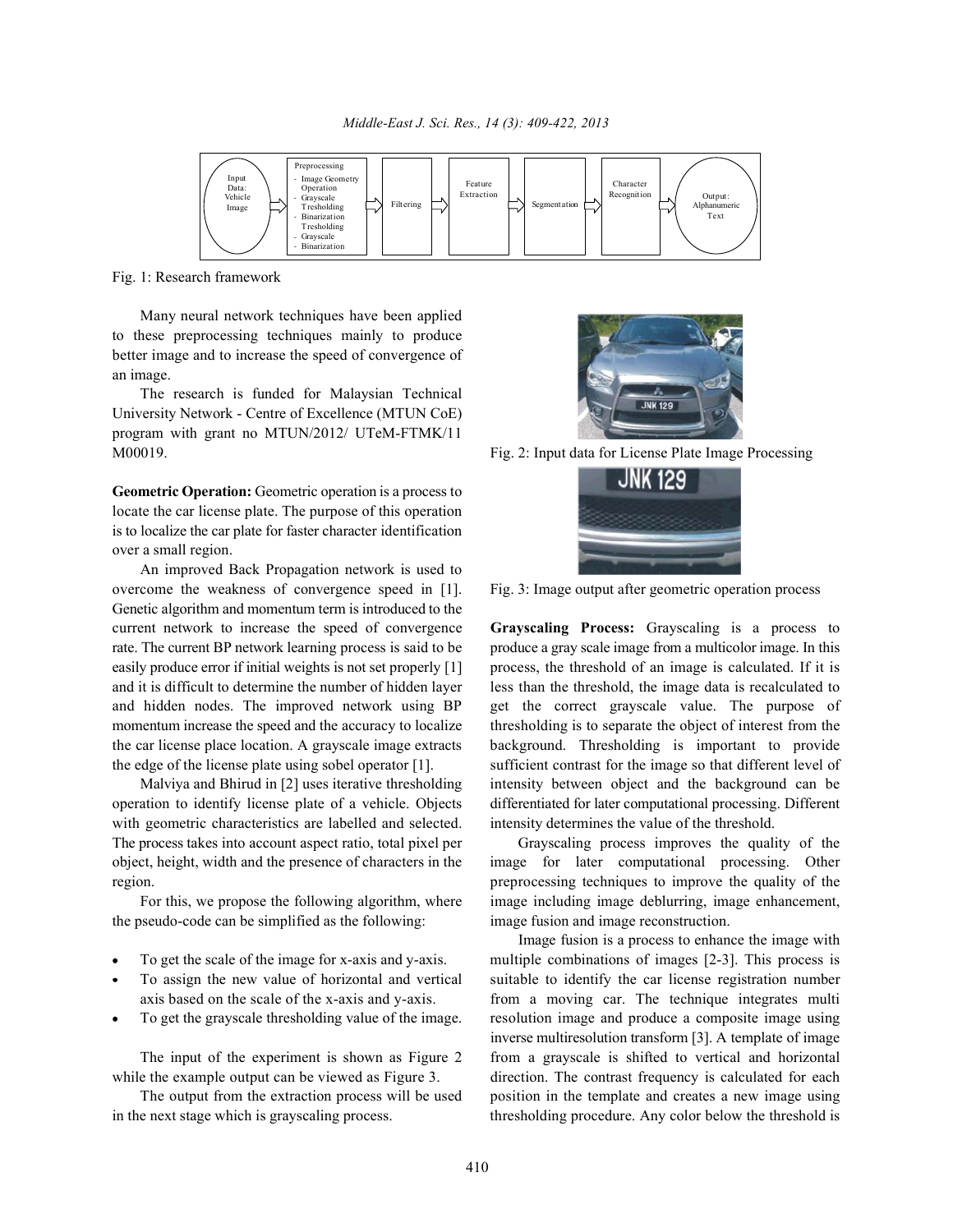Fig. 1: Research framework

Many neural network techniques have been applied to these preprocessing techniques mainly to produce better image and to increase the speed of convergence of an image.

The research is funded for Malaysian Technical University Network - Centre of Excellence (MTUN CoE) program with grant no MTUN/2012/ UTeM-FTMK/11 M00019.

**Geometric Operation:** Geometric operation is a process to locate the car license plate. The purpose of this operation is to localize the car plate for faster character identification over a small region.

An improved Back Propagation network is used to overcome the weakness of convergence speed in [1]. Genetic algorithm and momentum term is introduced to the current network to increase the speed of convergence rate. The current BP network learning process is said to be easily produce error if initial weights is not set properly [1] and it is difficult to determine the number of hidden layer and hidden nodes. The improved network using BP momentum increase the speed and the accuracy to localize the car license place location. A grayscale image extracts the edge of the license plate using sobel operator [1].

Malviya and Bhirud in [2] uses iterative thresholding operation to identify license plate of a vehicle. Objects with geometric characteristics are labelled and selected. The process takes into account aspect ratio, total pixel per object, height, width and the presence of characters in the region.

For this, we propose the following algorithm, where the pseudo-code can be simplified as the following:

- To get the scale of the image for x-axis and y-axis.
- To assign the new value of horizontal and vertical axis based on the scale of the x-axis and y-axis.
- To get the grayscale thresholding value of the image.

The input of the experiment is shown as Figure 2 while the example output can be viewed as Figure 3.

The output from the extraction process will be used in the next stage which is grayscaling process.

Fig. 2: Input data for License Plate Image Processing

Fig. 3: Image output after geometric operation process

**Grayscaling Process:** Grayscaling is a process to produce a gray scale image from a multicolor image. In this process, the threshold of an image is calculated. If it is less than the threshold, the image data is recalculated to get the correct grayscale value. The purpose of thresholding is to separate the object of interest from the background. Thresholding is important to provide sufficient contrast for the image so that different level of intensity between object and the background can be differentiated for later computational processing. Different intensity determines the value of the threshold.

Grayscaling process improves the quality of the image for later computational processing. Other preprocessing techniques to improve the quality of the image including image deblurring, image enhancement, image fusion and image reconstruction.

Image fusion is a process to enhance the image with multiple combinations of images [2-3]. This process is suitable to identify the car license registration number from a moving car. The technique integrates multi resolution image and produce a composite image using inverse multiresolution transform [3]. A template of image from a grayscale is shifted to vertical and horizontal direction. The contrast frequency is calculated for each position in the template and creates a new image using thresholding procedure. Any color below the threshold is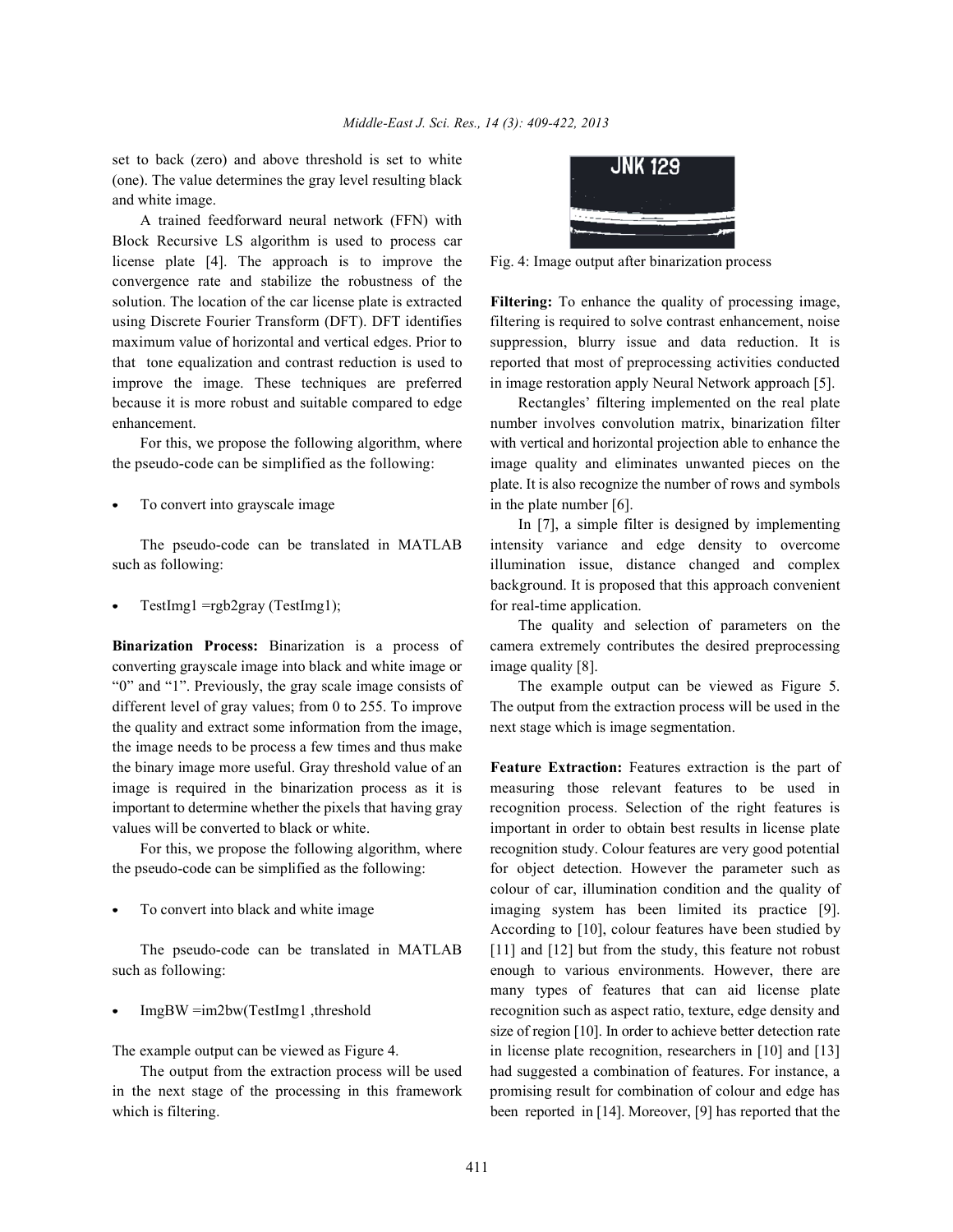set to back (zero) and above threshold is set to white (one). The value determines the gray level resulting black and white image.

A trained feedforward neural network (FFN) with Block Recursive LS algorithm is used to process car license plate [4]. The approach is to improve the convergence rate and stabilize the robustness of the solution. The location of the car license plate is extracted using Discrete Fourier Transform (DFT). DFT identifies maximum value of horizontal and vertical edges. Prior to that tone equalization and contrast reduction is used to improve the image. These techniques are preferred because it is more robust and suitable compared to edge enhancement.

For this, we propose the following algorithm, where the pseudo-code can be simplified as the following:

- To convert into grayscale image

The pseudo-code can be translated in MATLAB such as following:

- TestImg1 =rgb2gray (TestImg1);

**Binarization Process:** Binarization is a process of converting grayscale image into black and white image or "0" and "1". Previously, the gray scale image consists of different level of gray values; from 0 to 255. To improve the quality and extract some information from the image, the image needs to be process a few times and thus make the binary image more useful. Gray threshold value of an image is required in the binarization process as it is important to determine whether the pixels that having gray values will be converted to black or white.

For this, we propose the following algorithm, where the pseudo-code can be simplified as the following:

- To convert into black and white image

The pseudo-code can be translated in MATLAB such as following:

- ImgBW =im2bw(TestImg1 ,threshold

The example output can be viewed as Figure 4.

The output from the extraction process will be used in the next stage of the processing in this framework which is filtering.

Fig. 4: Image output after binarization process

**Filtering:** To enhance the quality of processing image, filtering is required to solve contrast enhancement, noise suppression, blurry issue and data reduction. It is reported that most of preprocessing activities conducted in image restoration apply Neural Network approach [5].

Rectangles' filtering implemented on the real plate number involves convolution matrix, binarization filter with vertical and horizontal projection able to enhance the image quality and eliminates unwanted pieces on the plate. It is also recognize the number of rows and symbols in the plate number [6].

In [7], a simple filter is designed by implementing intensity variance and edge density to overcome illumination issue, distance changed and complex background. It is proposed that this approach convenient for real-time application.

The quality and selection of parameters on the camera extremely contributes the desired preprocessing image quality [8].

The example output can be viewed as Figure 5. The output from the extraction process will be used in the next stage which is image segmentation.

**Feature Extraction:** Features extraction is the part of measuring those relevant features to be used in recognition process. Selection of the right features is important in order to obtain best results in license plate recognition study. Colour features are very good potential for object detection. However the parameter such as colour of car, illumination condition and the quality of imaging system has been limited its practice [9]. According to [10], colour features have been studied by [11] and [12] but from the study, this feature not robust enough to various environments. However, there are many types of features that can aid license plate recognition such as aspect ratio, texture, edge density and size of region [10]. In order to achieve better detection rate in license plate recognition, researchers in [10] and [13] had suggested a combination of features. For instance, a promising result for combination of colour and edge has been reported in [14]. Moreover, [9] has reported that the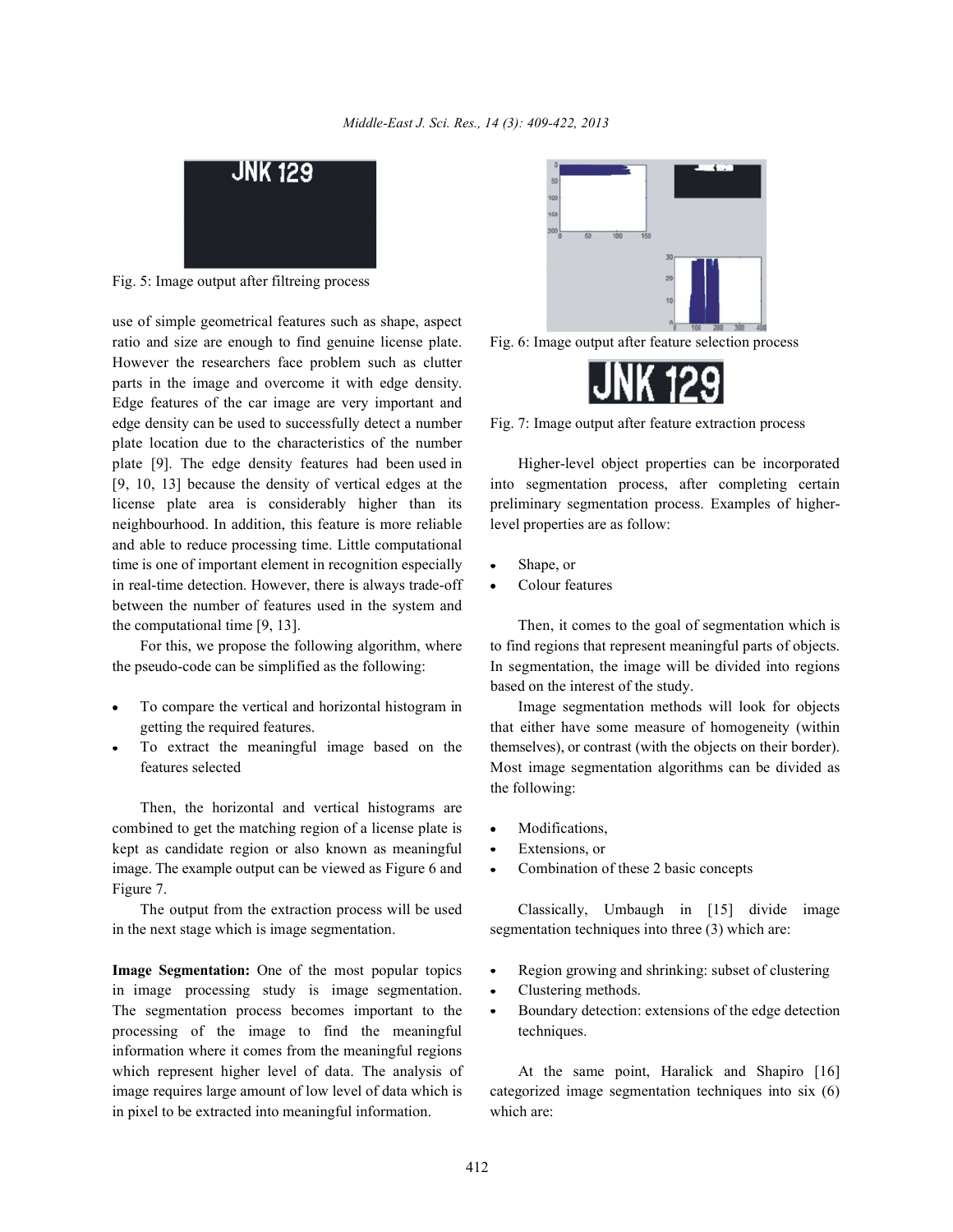Fig. 5: Image output after filtreing process

use of simple geometrical features such as shape, aspect ratio and size are enough to find genuine license plate. However the researchers face problem such as clutter parts in the image and overcome it with edge density. Edge features of the car image are very important and edge density can be used to successfully detect a number plate location due to the characteristics of the number plate [9]. The edge density features had been used in [9, 10, 13] because the density of vertical edges at the license plate area is considerably higher than its neighbourhood. In addition, this feature is more reliable and able to reduce processing time. Little computational time is one of important element in recognition especially in real-time detection. However, there is always trade-off between the number of features used in the system and the computational time [9, 13].

For this, we propose the following algorithm, where the pseudo-code can be simplified as the following:

- To compare the vertical and horizontal histogram in getting the required features.
- To extract the meaningful image based on the features selected

Then, the horizontal and vertical histograms are combined to get the matching region of a license plate is kept as candidate region or also known as meaningful image. The example output can be viewed as Figure 6 and Figure 7.

The output from the extraction process will be used in the next stage which is image segmentation.

**Image Segmentation:** One of the most popular topics in image processing study is image segmentation. The segmentation process becomes important to the processing of the image to find the meaningful information where it comes from the meaningful regions which represent higher level of data. The analysis of image requires large amount of low level of data which is in pixel to be extracted into meaningful information.

Fig. 6: Image output after feature selection process

Fig. 7: Image output after feature extraction process

Higher-level object properties can be incorporated into segmentation process, after completing certain preliminary segmentation process. Examples of higher-level properties are as follow:

- Shape, or
- Colour features

Then, it comes to the goal of segmentation which is to find regions that represent meaningful parts of objects. In segmentation, the image will be divided into regions based on the interest of the study.

Image segmentation methods will look for objects that either have some measure of homogeneity (within themselves), or contrast (with the objects on their border). Most image segmentation algorithms can be divided as the following:

- Modifications,
- Extensions, or
- Combination of these 2 basic concepts

Classically, Umbaugh in [15] divide image segmentation techniques into three (3) which are:

- Region growing and shrinking: subset of clustering
- Clustering methods.
- Boundary detection: extensions of the edge detection techniques.

At the same point, Haralick and Shapiro [16] categorized image segmentation techniques into six (6) which are: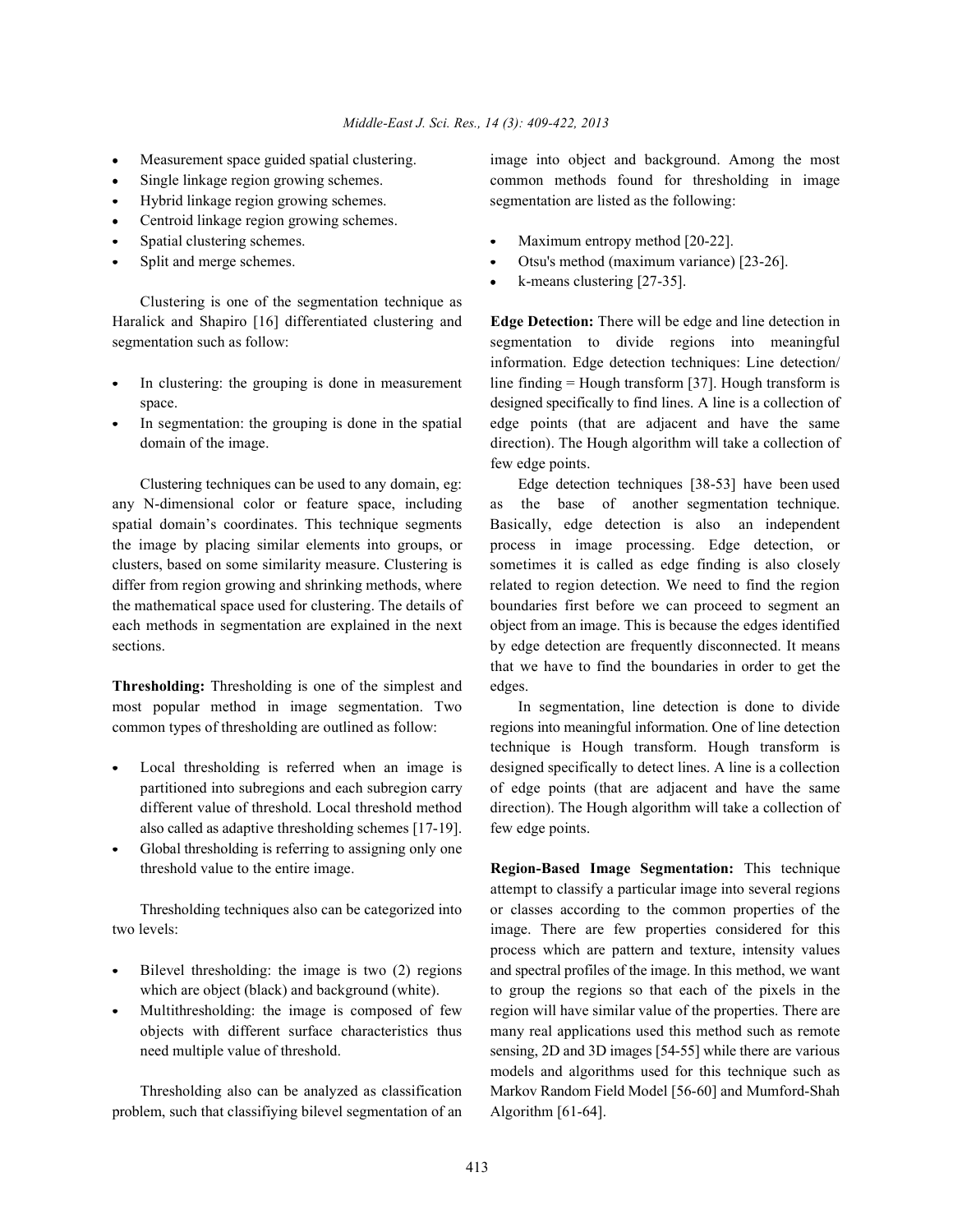- Measurement space guided spatial clustering.
- Single linkage region growing schemes.
- Hybrid linkage region growing schemes.
- Centroid linkage region growing schemes.
- Spatial clustering schemes.
- Split and merge schemes.

Clustering is one of the segmentation technique as Haralick and Shapiro [16] differentiated clustering and segmentation such as follow:

- In clustering: the grouping is done in measurement space.
- In segmentation: the grouping is done in the spatial domain of the image.

Clustering techniques can be used to any domain, eg: any N-dimensional color or feature space, including spatial domain's coordinates. This technique segments the image by placing similar elements into groups, or clusters, based on some similarity measure. Clustering is differ from region growing and shrinking methods, where the mathematical space used for clustering. The details of each methods in segmentation are explained in the next sections.

**Thresholding:** Thresholding is one of the simplest and most popular method in image segmentation. Two common types of thresholding are outlined as follow:

- Local thresholding is referred when an image is partitioned into subregions and each subregion carry different value of threshold. Local threshold method also called as adaptive thresholding schemes [17-19].
- Global thresholding is referring to assigning only one threshold value to the entire image.

Thresholding techniques also can be categorized into two levels:

- Bilevel thresholding: the image is two (2) regions which are object (black) and background (white).
- Multithresholding: the image is composed of few objects with different surface characteristics thus need multiple value of threshold.

Thresholding also can be analyzed as classification problem, such that classifiying bilevel segmentation of an image into object and background. Among the most common methods found for thresholding in image segmentation are listed as the following:

- Maximum entropy method [20-22].
- Otsu's method (maximum variance) [23-26].
- k-means clustering [27-35].

**Edge Detection:** There will be edge and line detection in segmentation to divide regions into meaningful information. Edge detection techniques: Line detection/ line finding = Hough transform [37]. Hough transform is designed specifically to find lines. A line is a collection of edge points (that are adjacent and have the same direction). The Hough algorithm will take a collection of few edge points.

Edge detection techniques [38-53] have been used as the base of another segmentation technique. Basically, edge detection is also an independent process in image processing. Edge detection, or sometimes it is called as edge finding is also closely related to region detection. We need to find the region boundaries first before we can proceed to segment an object from an image. This is because the edges identified by edge detection are frequently disconnected. It means that we have to find the boundaries in order to get the edges.

In segmentation, line detection is done to divide regions into meaningful information. One of line detection technique is Hough transform. Hough transform is designed specifically to detect lines. A line is a collection of edge points (that are adjacent and have the same direction). The Hough algorithm will take a collection of few edge points.

**Region-Based Image Segmentation:** This technique attempt to classify a particular image into several regions or classes according to the common properties of the image. There are few properties considered for this process which are pattern and texture, intensity values and spectral profiles of the image. In this method, we want to group the regions so that each of the pixels in the region will have similar value of the properties. There are many real applications used this method such as remote sensing, 2D and 3D images [54-55] while there are various models and algorithms used for this technique such as Markov Random Field Model [56-60] and Mumford-Shah Algorithm [61-64].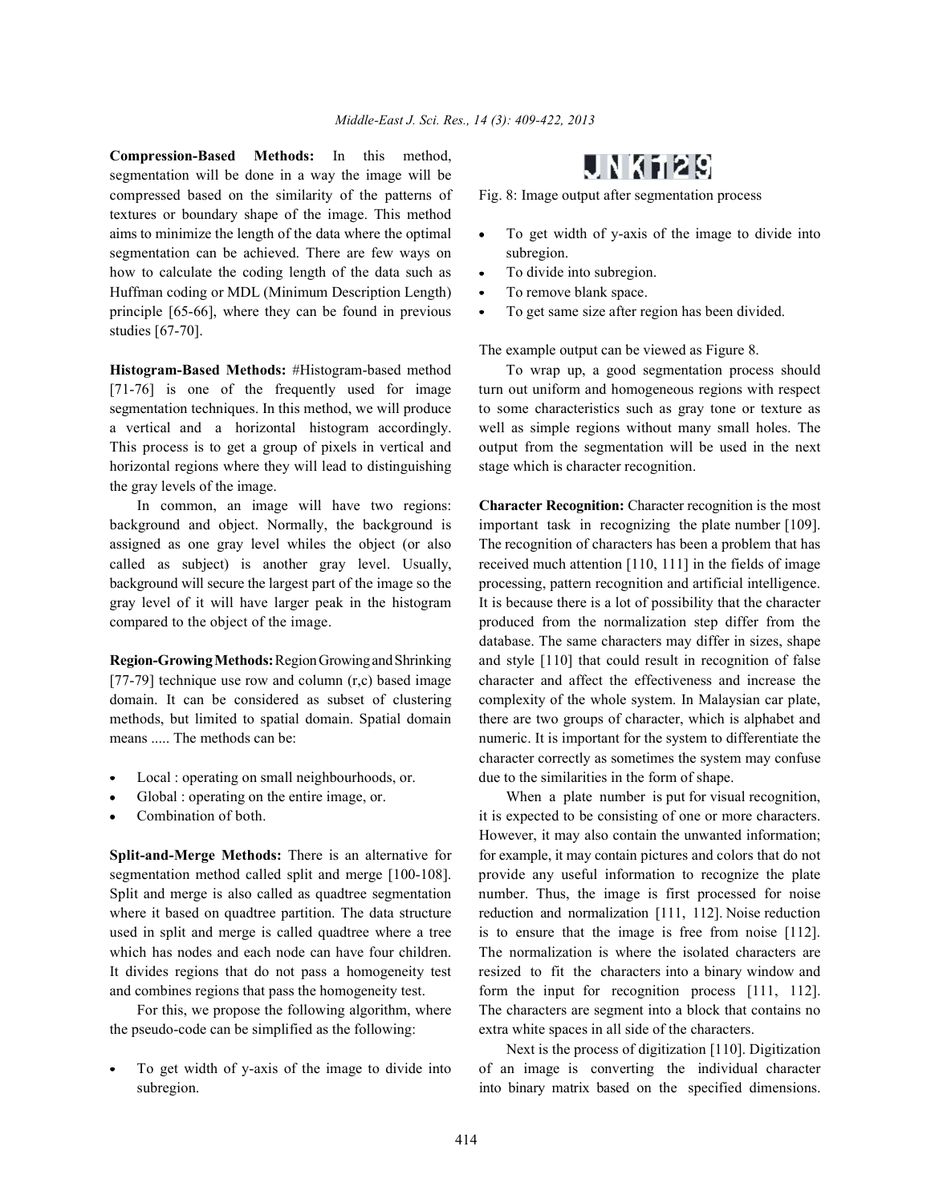**Compression-Based Methods:** In this method, segmentation will be done in a way the image will be compressed based on the similarity of the patterns of textures or boundary shape of the image. This method aims to minimize the length of the data where the optimal segmentation can be achieved. There are few ways on how to calculate the coding length of the data such as Huffman coding or MDL (Minimum Description Length) principle [65-66], where they can be found in previous studies [67-70].

**Histogram-Based Methods:** #Histogram-based method [71-76] is one of the frequently used for image segmentation techniques. In this method, we will produce a vertical and a horizontal histogram accordingly. This process is to get a group of pixels in vertical and horizontal regions where they will lead to distinguishing the gray levels of the image.

In common, an image will have two regions: background and object. Normally, the background is assigned as one gray level whiles the object (or also called as subject) is another gray level. Usually, background will secure the largest part of the image so the gray level of it will have larger peak in the histogram compared to the object of the image.

**Region-Growing Methods:** Region Growing and Shrinking [77-79] technique use row and column (r,c) based image domain. It can be considered as subset of clustering methods, but limited to spatial domain. Spatial domain means ..... The methods can be:

- Local : operating on small neighbourhoods, or.
- Global : operating on the entire image, or.
- Combination of both.

**Split-and-Merge Methods:** There is an alternative for segmentation method called split and merge [100-108]. Split and merge is also called as quadtree segmentation where it based on quadtree partition. The data structure used in split and merge is called quadtree where a tree which has nodes and each node can have four children. It divides regions that do not pass a homogeneity test and combines regions that pass the homogeneity test.

For this, we propose the following algorithm, where the pseudo-code can be simplified as the following:

- To get width of y-axis of the image to divide into subregion.

JNK1129

Fig. 8: Image output after segmentation process

- To get width of y-axis of the image to divide into subregion.
- To divide into subregion.
- To remove blank space.
- To get same size after region has been divided.

The example output can be viewed as Figure 8.

To wrap up, a good segmentation process should turn out uniform and homogeneous regions with respect to some characteristics such as gray tone or texture as well as simple regions without many small holes. The output from the segmentation will be used in the next stage which is character recognition.

**Character Recognition:** Character recognition is the most important task in recognizing the plate number [109]. The recognition of characters has been a problem that has received much attention [110, 111] in the fields of image processing, pattern recognition and artificial intelligence. It is because there is a lot of possibility that the character produced from the normalization step differ from the database. The same characters may differ in sizes, shape and style [110] that could result in recognition of false character and affect the effectiveness and increase the complexity of the whole system. In Malaysian car plate, there are two groups of character, which is alphabet and numeric. It is important for the system to differentiate the character correctly as sometimes the system may confuse due to the similarities in the form of shape.

When a plate number is put for visual recognition, it is expected to be consisting of one or more characters. However, it may also contain the unwanted information; for example, it may contain pictures and colors that do not provide any useful information to recognize the plate number. Thus, the image is first processed for noise reduction and normalization [111, 112]. Noise reduction is to ensure that the image is free from noise [112]. The normalization is where the isolated characters are resized to fit the characters into a binary window and form the input for recognition process [111, 112]. The characters are segment into a block that contains no extra white spaces in all side of the characters.

Next is the process of digitization [110]. Digitization of an image is converting the individual character into binary matrix based on the specified dimensions.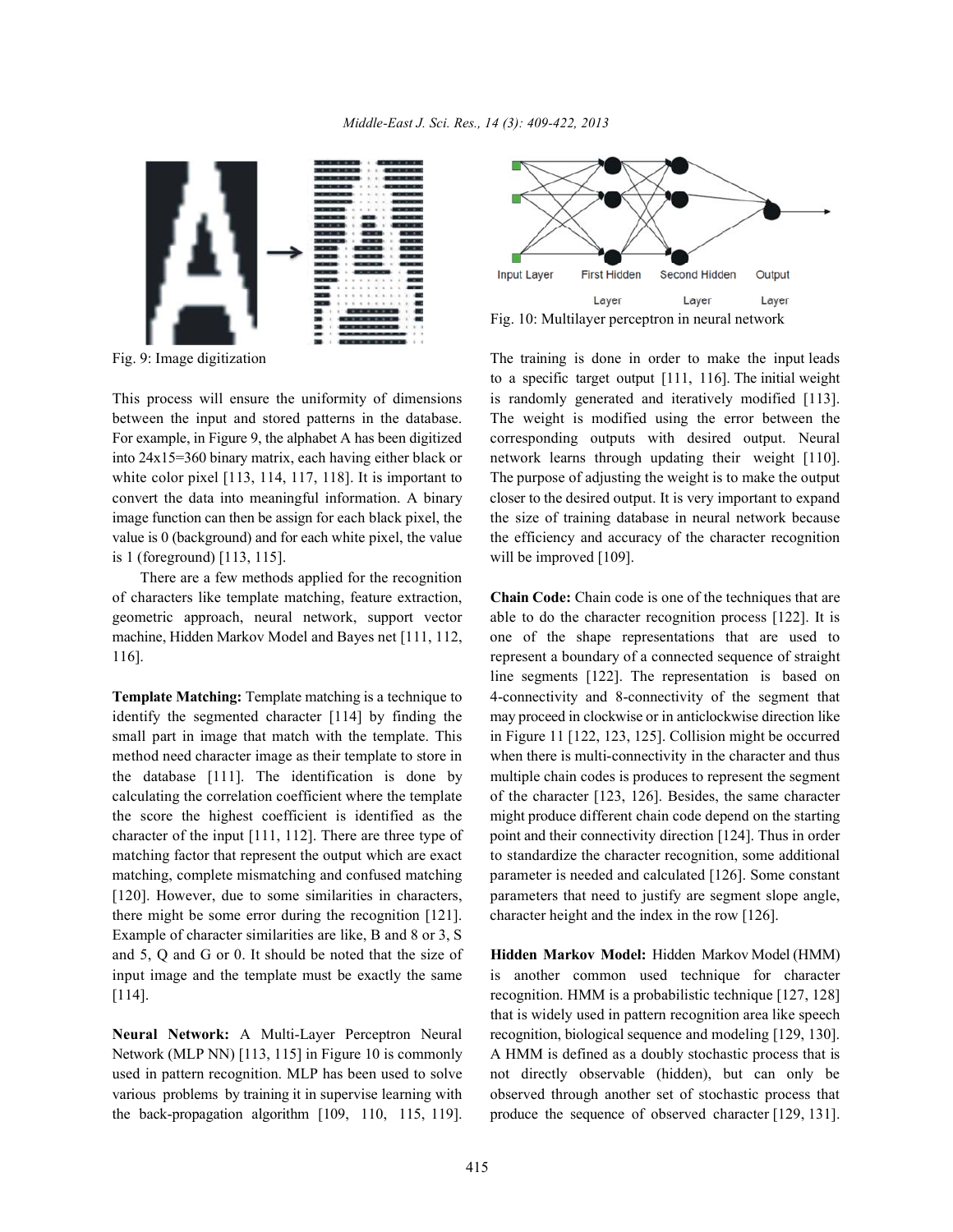Fig. 9: Image digitization

This process will ensure the uniformity of dimensions between the input and stored patterns in the database. For example, in Figure 9, the alphabet A has been digitized into 24x15=360 binary matrix, each having either black or white color pixel [113, 114, 117, 118]. It is important to convert the data into meaningful information. A binary image function can then be assign for each black pixel, the value is 0 (background) and for each white pixel, the value is 1 (foreground) [113, 115].

There are a few methods applied for the recognition of characters like template matching, feature extraction, geometric approach, neural network, support vector machine, Hidden Markov Model and Bayes net [111, 112, 116].

**Template Matching:** Template matching is a technique to identify the segmented character [114] by finding the small part in image that match with the template. This method need character image as their template to store in the database [111]. The identification is done by calculating the correlation coefficient where the template the score the highest coefficient is identified as the character of the input [111, 112]. There are three type of matching factor that represent the output which are exact matching, complete mismatching and confused matching [120]. However, due to some similarities in characters, there might be some error during the recognition [121]. Example of character similarities are like, B and 8 or 3, S and 5, Q and G or 0. It should be noted that the size of input image and the template must be exactly the same [114].

**Neural Network:** A Multi-Layer Perceptron Neural Network (MLP NN) [113, 115] in Figure 10 is commonly used in pattern recognition. MLP has been used to solve various problems by training it in supervise learning with the back-propagation algorithm [109, 110, 115, 119].

Fig. 10: Multilayer perceptron in neural network

The training is done in order to make the input leads to a specific target output [111, 116]. The initial weight is randomly generated and iteratively modified [113]. The weight is modified using the error between the corresponding outputs with desired output. Neural network learns through updating their weight [110]. The purpose of adjusting the weight is to make the output closer to the desired output. It is very important to expand the size of training database in neural network because the efficiency and accuracy of the character recognition will be improved [109].

**Chain Code:** Chain code is one of the techniques that are able to do the character recognition process [122]. It is one of the shape representations that are used to represent a boundary of a connected sequence of straight line segments [122]. The representation is based on 4-connectivity and 8-connectivity of the segment that may proceed in clockwise or in anticlockwise direction like in Figure 11 [122, 123, 125]. Collision might be occurred when there is multi-connectivity in the character and thus multiple chain codes is produces to represent the segment of the character [123, 126]. Besides, the same character might produce different chain code depend on the starting point and their connectivity direction [124]. Thus in order to standardize the character recognition, some additional parameter is needed and calculated [126]. Some constant parameters that need to justify are segment slope angle, character height and the index in the row [126].

**Hidden Markov Model:** Hidden Markov Model (HMM) is another common used technique for character recognition. HMM is a probabilistic technique [127, 128] that is widely used in pattern recognition area like speech recognition, biological sequence and modeling [129, 130]. A HMM is defined as a doubly stochastic process that is not directly observable (hidden), but can only be observed through another set of stochastic process that produce the sequence of observed character [129, 131].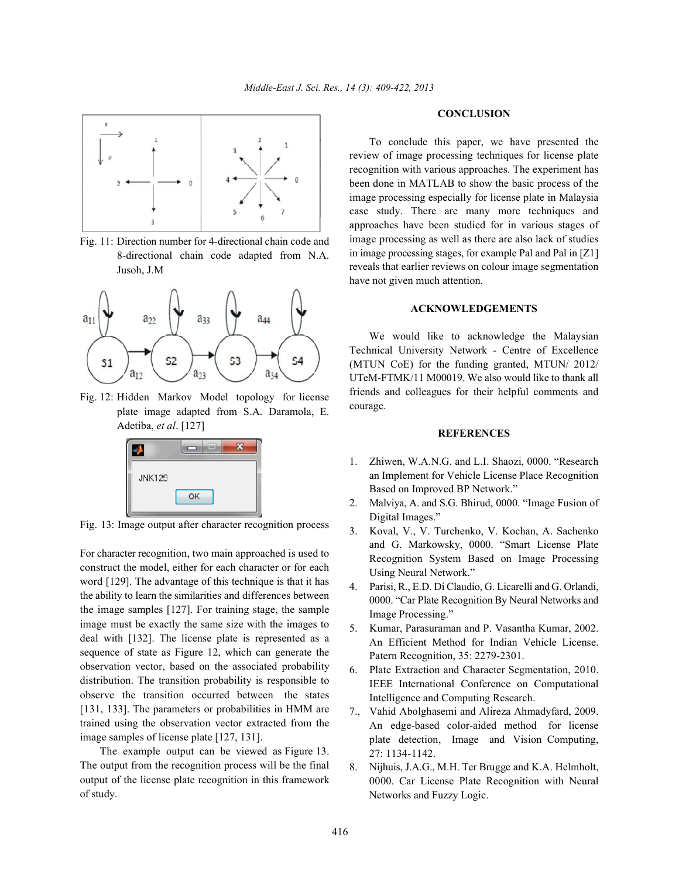Fig. 11: Direction number for 4-directional chain code and 8-directional chain code adapted from N.A. Jusoh, J.M

Fig. 12: Hidden Markov Model topology for license plate image adapted from S.A. Daramola, E. Adetiba, *et al*. [127]

Fig. 13: Image output after character recognition process

For character recognition, two main approached is used to construct the model, either for each character or for each word [129]. The advantage of this technique is that it has the ability to learn the similarities and differences between the image samples [127]. For training stage, the sample image must be exactly the same size with the images to deal with [132]. The license plate is represented as a sequence of state as Figure 12, which can generate the observation vector, based on the associated probability distribution. The transition probability is responsible to observe the transition occurred between the states [131, 133]. The parameters or probabilities in HMM are trained using the observation vector extracted from the image samples of license plate [127, 131].

The example output can be viewed as Figure 13. The output from the recognition process will be the final output of the license plate recognition in this framework of study.

## CONCLUSION

To conclude this paper, we have presented the review of image processing techniques for license plate recognition with various approaches. The experiment has been done in MATLAB to show the basic process of the image processing especially for license plate in Malaysia case study. There are many more techniques and approaches have been studied for in various stages of image processing as well as there are also lack of studies in image processing stages, for example Pal and Pal in [Z1] reveals that earlier reviews on colour image segmentation have not given much attention.

## ACKNOWLEDGEMENTS

We would like to acknowledge the Malaysian Technical University Network - Centre of Excellence (MTUN CoE) for the funding granted, MTUN/ 2012/ UTeM-FTMK/11 M00019. We also would like to thank all friends and colleagues for their helpful comments and courage.

## REFERENCES

1. Zhiwen, W.A.N.G. and L.I. Shaozi, 0000. "Research an Implement for Vehicle License Place Recognition Based on Improved BP Network."
2. Malviya, A. and S.G. Bhirud, 0000. "Image Fusion of Digital Images."
3. Koval, V., V. Turchenko, V. Kochan, A. Sachenko and G. Markowsky, 0000. "Smart License Plate Recognition System Based on Image Processing Using Neural Network."
4. Parisi, R., E.D. Di Claudio, G. Licarelli and G. Orlandi, 0000. "Car Plate Recognition By Neural Networks and Image Processing."
5. Kumar, Parasuraman and P. Vasantha Kumar, 2002. An Efficient Method for Indian Vehicle License. Patern Recognition, 35: 2279-2301.
6. Plate Extraction and Character Segmentation, 2010. IEEE International Conference on Computational Intelligence and Computing Research.
7. Vahid Abolghasemi and Alireza Ahmadyfard, 2009. An edge-based color-aided method for license plate detection, Image and Vision Computing, 27: 1134-1142.
8. Nijhuis, J.A.G., M.H. Ter Brugge and K.A. Helmholt, 0000. Car License Plate Recognition with Neural Networks and Fuzzy Logic.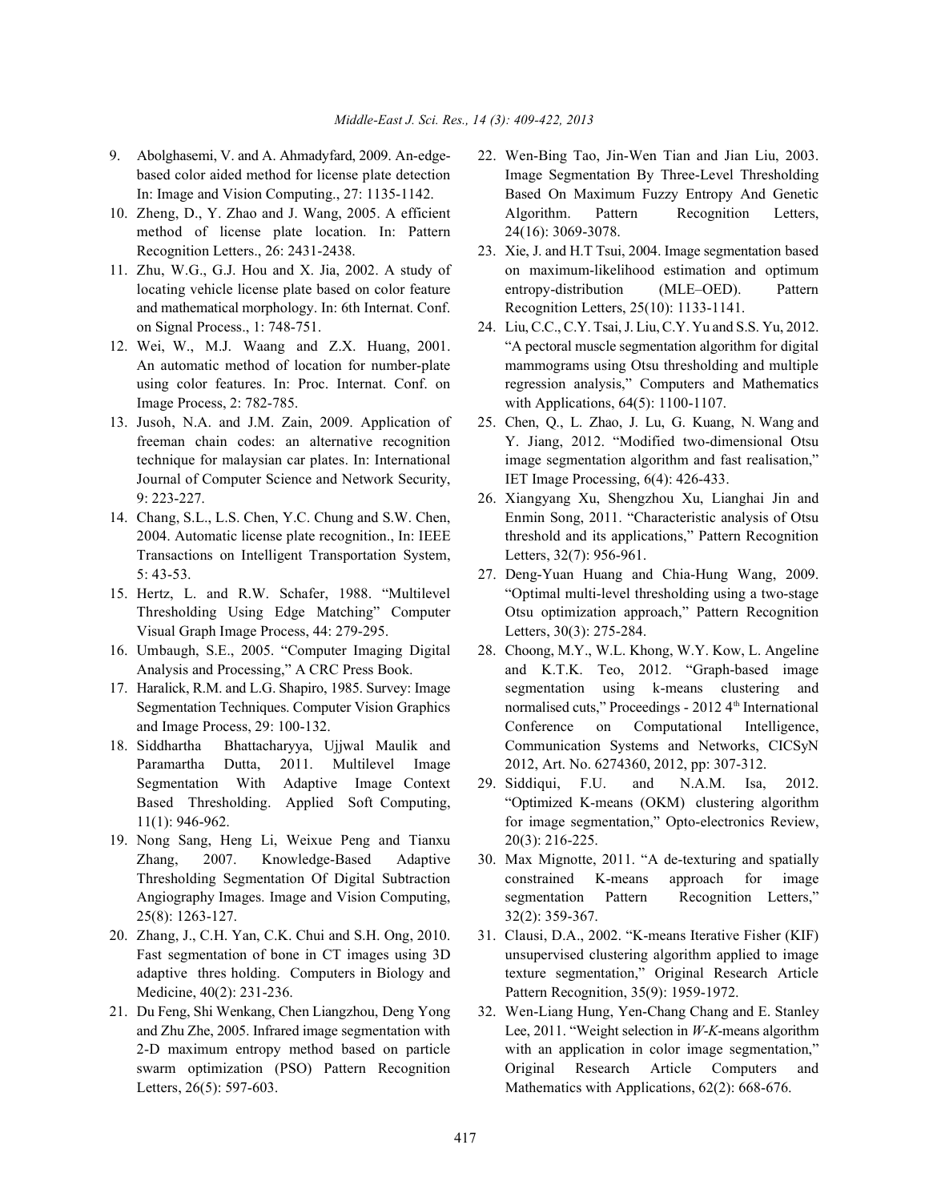9. Abolghasemi, V. and A. Ahmadyfard, 2009. An-edge-based color aided method for license plate detection In: Image and Vision Computing., 27: 1135-1142.
10. Zheng, D., Y. Zhao and J. Wang, 2005. A efficient method of license plate location. In: Pattern Recognition Letters., 26: 2431-2438.
11. Zhu, W.G., G.J. Hou and X. Jia, 2002. A study of locating vehicle license plate based on color feature and mathematical morphology. In: 6th Internat. Conf. on Signal Process., 1: 748-751.
12. Wei, W., M.J. Waang and Z.X. Huang, 2001. An automatic method of location for number-plate using color features. In: Proc. Internat. Conf. on Image Process, 2: 782-785.
13. Jusoh, N.A. and J.M. Zain, 2009. Application of freeman chain codes: an alternative recognition technique for malaysian car plates. In: International Journal of Computer Science and Network Security, 9: 223-227.
14. Chang, S.L., L.S. Chen, Y.C. Chung and S.W. Chen, 2004. Automatic license plate recognition., In: IEEE Transactions on Intelligent Transportation System, 5: 43-53.
15. Hertz, L. and R.W. Schafer, 1988. "Multilevel Thresholding Using Edge Matching" Computer Visual Graph Image Process, 44: 279-295.
16. Umbaugh, S.E., 2005. "Computer Imaging Digital Analysis and Processing," A CRC Press Book.
17. Haralick, R.M. and L.G. Shapiro, 1985. Survey: Image Segmentation Techniques. Computer Vision Graphics and Image Process, 29: 100-132.
18. Siddhartha Bhattacharyya, Ujjwal Maulik and Paramartha Dutta, 2011. Multilevel Image Segmentation With Adaptive Image Context Based Thresholding. Applied Soft Computing, 11(1): 946-962.
19. Nong Sang, Heng Li, Weixue Peng and Tianxu Zhang, 2007. Knowledge-Based Adaptive Thresholding Segmentation Of Digital Subtraction Angiography Images. Image and Vision Computing, 25(8): 1263-127.
20. Zhang, J., C.H. Yan, C.K. Chui and S.H. Ong, 2010. Fast segmentation of bone in CT images using 3D adaptive thres holding. Computers in Biology and Medicine, 40(2): 231-236.
21. Du Feng, Shi Wenkang, Chen Liangzhou, Deng Yong and Zhu Zhe, 2005. Infrared image segmentation with 2-D maximum entropy method based on particle swarm optimization (PSO) Pattern Recognition Letters, 26(5): 597-603.
22. Wen-Bing Tao, Jin-Wen Tian and Jian Liu, 2003. Image Segmentation By Three-Level Thresholding Based On Maximum Fuzzy Entropy And Genetic Algorithm. Pattern Recognition Letters, 24(16): 3069-3078.
23. Xie, J. and H.T Tsui, 2004. Image segmentation based on maximum-likelihood estimation and optimum entropy-distribution (MLE–OED). Pattern Recognition Letters, 25(10): 1133-1141.
24. Liu, C.C., C.Y. Tsai, J. Liu, C.Y. Yu and S.S. Yu, 2012. "A pectoral muscle segmentation algorithm for digital mammograms using Otsu thresholding and multiple regression analysis," Computers and Mathematics with Applications, 64(5): 1100-1107.
25. Chen, Q., L. Zhao, J. Lu, G. Kuang, N. Wang and Y. Jiang, 2012. "Modified two-dimensional Otsu image segmentation algorithm and fast realisation," IET Image Processing, 6(4): 426-433.
26. Xiangyang Xu, Shengzhou Xu, Lianghai Jin and Enmin Song, 2011. "Characteristic analysis of Otsu threshold and its applications," Pattern Recognition Letters, 32(7): 956-961.
27. Deng-Yuan Huang and Chia-Hung Wang, 2009. "Optimal multi-level thresholding using a two-stage Otsu optimization approach," Pattern Recognition Letters, 30(3): 275-284.
28. Choong, M.Y., W.L. Khong, W.Y. Kow, L. Angeline and K.T.K. Teo, 2012. "Graph-based image segmentation using k-means clustering and normalised cuts," Proceedings - 2012 4th International Conference on Computational Intelligence, Communication Systems and Networks, CICSyN 2012, Art. No. 6274360, 2012, pp: 307-312.
29. Siddiqui, F.U. and N.A.M. Isa, 2012. "Optimized K-means (OKM) clustering algorithm for image segmentation," Opto-electronics Review, 20(3): 216-225.
30. Max Mignotte, 2011. "A de-texturing and spatially constrained K-means approach for image segmentation Pattern Recognition Letters," 32(2): 359-367.
31. Clausi, D.A., 2002. "K-means Iterative Fisher (KIF) unsupervised clustering algorithm applied to image texture segmentation," Original Research Article Pattern Recognition, 35(9): 1959-1972.
32. Wen-Liang Hung, Yen-Chang Chang and E. Stanley Lee, 2011. "Weight selection in *W-K*-means algorithm with an application in color image segmentation," Original Research Article Computers and Mathematics with Applications, 62(2): 668-676.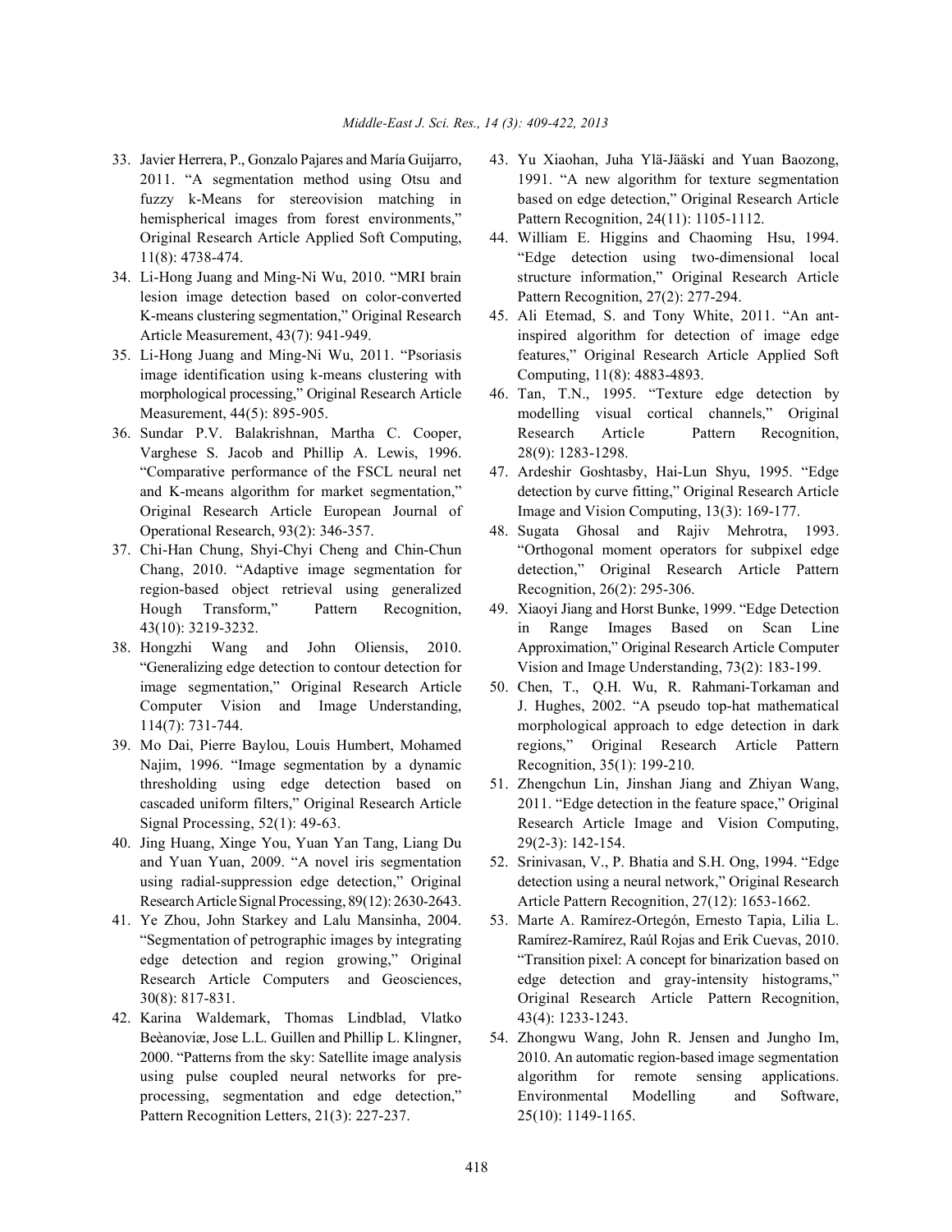33. Javier Herrera, P., Gonzalo Pajares and María Guijarro, 2011. "A segmentation method using Otsu and fuzzy k-Means for stereovision matching in hemispherical images from forest environments," Original Research Article Applied Soft Computing, 11(8): 4738-474.
34. Li-Hong Juang and Ming-Ni Wu, 2010. "MRI brain lesion image detection based on color-converted K-means clustering segmentation," Original Research Article Measurement, 43(7): 941-949.
35. Li-Hong Juang and Ming-Ni Wu, 2011. "Psoriasis image identification using k-means clustering with morphological processing," Original Research Article Measurement, 44(5): 895-905.
36. Sundar P.V. Balakrishnan, Martha C. Cooper, Varghese S. Jacob and Phillip A. Lewis, 1996. "Comparative performance of the FSCL neural net and K-means algorithm for market segmentation," Original Research Article European Journal of Operational Research, 93(2): 346-357.
37. Chi-Han Chung, Shyi-Chyi Cheng and Chin-Chun Chang, 2010. "Adaptive image segmentation for region-based object retrieval using generalized Hough Transform," Pattern Recognition, 43(10): 3219-3232.
38. Hongzhi Wang and John Oliensis, 2010. "Generalizing edge detection to contour detection for image segmentation," Original Research Article Computer Vision and Image Understanding, 114(7): 731-744.
39. Mo Dai, Pierre Baylou, Louis Humbert, Mohamed Najim, 1996. "Image segmentation by a dynamic thresholding using edge detection based on cascaded uniform filters," Original Research Article Signal Processing, 52(1): 49-63.
40. Jing Huang, Xinge You, Yuan Yan Tang, Liang Du and Yuan Yuan, 2009. "A novel iris segmentation using radial-suppression edge detection," Original Research Article Signal Processing, 89(12): 2630-2643.
41. Ye Zhou, John Starkey and Lalu Mansinha, 2004. "Segmentation of petrographic images by integrating edge detection and region growing," Original Research Article Computers and Geosciences, 30(8): 817-831.
42. Karina Waldemark, Thomas Lindblad, Vlatko Beèanoviæ, Jose L.L. Guillen and Phillip L. Klingner, 2000. "Patterns from the sky: Satellite image analysis using pulse coupled neural networks for pre-processing, segmentation and edge detection," Pattern Recognition Letters, 21(3): 227-237.
43. Yu Xiaohan, Juha Ylä-Jääski and Yuan Baozong, 1991. "A new algorithm for texture segmentation based on edge detection," Original Research Article Pattern Recognition, 24(11): 1105-1112.
44. William E. Higgins and Chaoming Hsu, 1994. "Edge detection using two-dimensional local structure information," Original Research Article Pattern Recognition, 27(2): 277-294.
45. Ali Etemad, S. and Tony White, 2011. "An ant-inspired algorithm for detection of image edge features," Original Research Article Applied Soft Computing, 11(8): 4883-4893.
46. Tan, T.N., 1995. "Texture edge detection by modelling visual cortical channels," Original Research Article Pattern Recognition, 28(9): 1283-1298.
47. Ardeshir Goshtasby, Hai-Lun Shyu, 1995. "Edge detection by curve fitting," Original Research Article Image and Vision Computing, 13(3): 169-177.
48. Sugata Ghosal and Rajiv Mehrotra, 1993. "Orthogonal moment operators for subpixel edge detection," Original Research Article Pattern Recognition, 26(2): 295-306.
49. Xiaoyi Jiang and Horst Bunke, 1999. "Edge Detection in Range Images Based on Scan Line Approximation," Original Research Article Computer Vision and Image Understanding, 73(2): 183-199.
50. Chen, T., Q.H. Wu, R. Rahmani-Torkaman and J. Hughes, 2002. "A pseudo top-hat mathematical morphological approach to edge detection in dark regions," Original Research Article Pattern Recognition, 35(1): 199-210.
51. Zhengchun Lin, Jinshan Jiang and Zhiyan Wang, 2011. "Edge detection in the feature space," Original Research Article Image and Vision Computing, 29(2-3): 142-154.
52. Srinivasan, V., P. Bhatia and S.H. Ong, 1994. "Edge detection using a neural network," Original Research Article Pattern Recognition, 27(12): 1653-1662.
53. Marte A. Ramírez-Ortegón, Ernesto Tapia, Lilia L. Ramírez-Ramírez, Raúl Rojas and Erik Cuevas, 2010. "Transition pixel: A concept for binarization based on edge detection and gray-intensity histograms," Original Research Article Pattern Recognition, 43(4): 1233-1243.
54. Zhongwu Wang, John R. Jensen and Jungho Im, 2010. An automatic region-based image segmentation algorithm for remote sensing applications. Environmental Modelling and Software, 25(10): 1149-1165.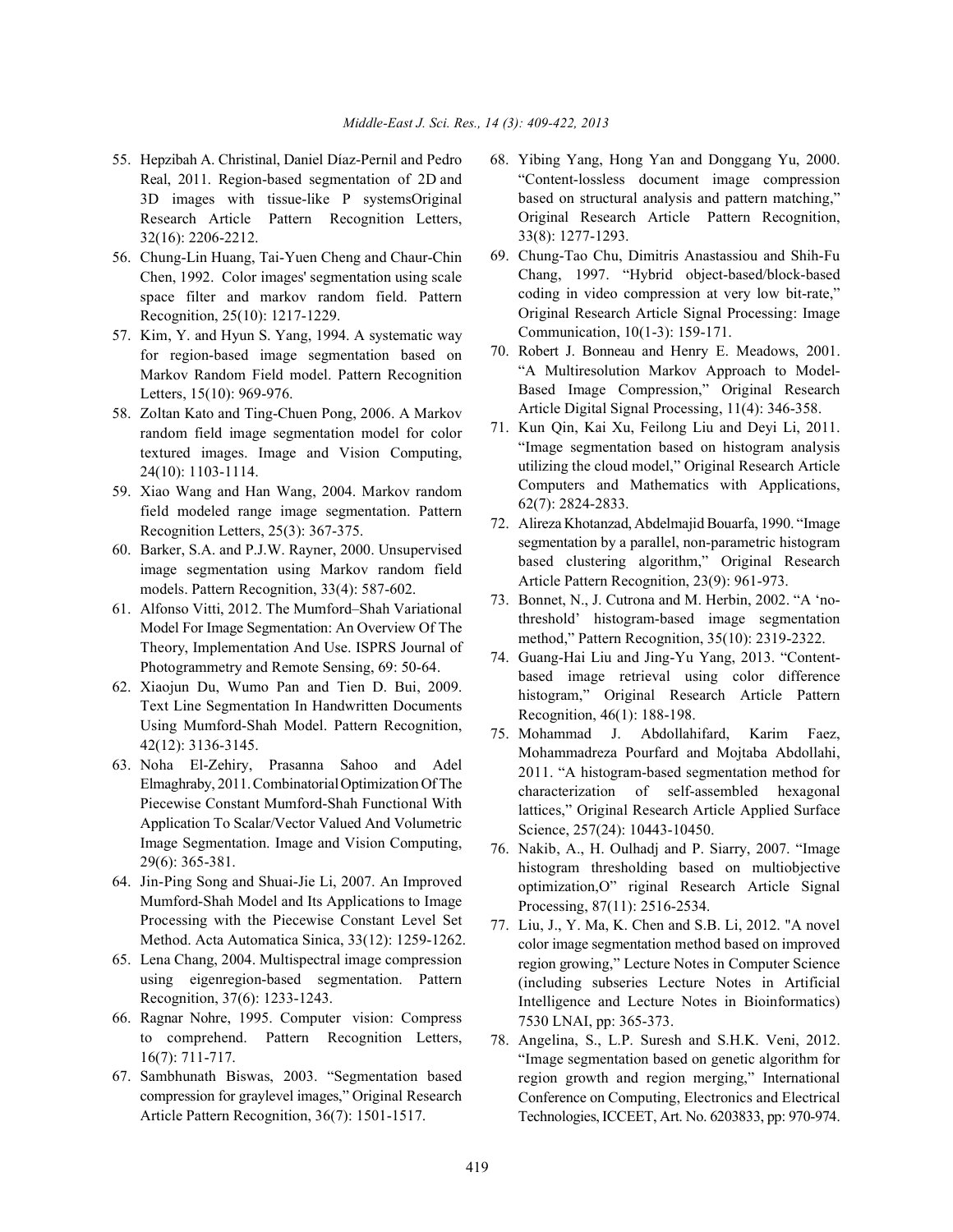55. Hepzibah A. Christinal, Daniel Díaz-Pernil and Pedro Real, 2011. Region-based segmentation of 2D and 3D images with tissue-like P systemsOriginal Research Article Pattern Recognition Letters, 32(16): 2206-2212.
56. Chung-Lin Huang, Tai-Yuen Cheng and Chaur-Chin Chen, 1992. Color images' segmentation using scale space filter and markov random field. Pattern Recognition, 25(10): 1217-1229.
57. Kim, Y. and Hyun S. Yang, 1994. A systematic way for region-based image segmentation based on Markov Random Field model. Pattern Recognition Letters, 15(10): 969-976.
58. Zoltan Kato and Ting-Chuen Pong, 2006. A Markov random field image segmentation model for color textured images. Image and Vision Computing, 24(10): 1103-1114.
59. Xiao Wang and Han Wang, 2004. Markov random field modeled range image segmentation. Pattern Recognition Letters, 25(3): 367-375.
60. Barker, S.A. and P.J.W. Rayner, 2000. Unsupervised image segmentation using Markov random field models. Pattern Recognition, 33(4): 587-602.
61. Alfonso Vitti, 2012. The Mumford–Shah Variational Model For Image Segmentation: An Overview Of The Theory, Implementation And Use. ISPRS Journal of Photogrammetry and Remote Sensing, 69: 50-64.
62. Xiaojun Du, Wumo Pan and Tien D. Bui, 2009. Text Line Segmentation In Handwritten Documents Using Mumford-Shah Model. Pattern Recognition, 42(12): 3136-3145.
63. Noha El-Zehiry, Prasanna Sahoo and Adel Elmaghraby, 2011. Combinatorial Optimization Of The Piecewise Constant Mumford-Shah Functional With Application To Scalar/Vector Valued And Volumetric Image Segmentation. Image and Vision Computing, 29(6): 365-381.
64. Jin-Ping Song and Shuai-Jie Li, 2007. An Improved Mumford-Shah Model and Its Applications to Image Processing with the Piecewise Constant Level Set Method. Acta Automatica Sinica, 33(12): 1259-1262.
65. Lena Chang, 2004. Multispectral image compression using eigenregion-based segmentation. Pattern Recognition, 37(6): 1233-1243.
66. Ragnar Nohre, 1995. Computer vision: Compress to comprehend. Pattern Recognition Letters, 16(7): 711-717.
67. Sambhunath Biswas, 2003. "Segmentation based compression for graylevel images," Original Research Article Pattern Recognition, 36(7): 1501-1517.
68. Yibing Yang, Hong Yan and Donggang Yu, 2000. "Content-lossless document image compression based on structural analysis and pattern matching," Original Research Article Pattern Recognition, 33(8): 1277-1293.
69. Chung-Tao Chu, Dimitris Anastassiou and Shih-Fu Chang, 1997. "Hybrid object-based/block-based coding in video compression at very low bit-rate," Original Research Article Signal Processing: Image Communication, 10(1-3): 159-171.
70. Robert J. Bonneau and Henry E. Meadows, 2001. "A Multiresolution Markov Approach to Model-Based Image Compression," Original Research Article Digital Signal Processing, 11(4): 346-358.
71. Kun Qin, Kai Xu, Feilong Liu and Deyi Li, 2011. "Image segmentation based on histogram analysis utilizing the cloud model," Original Research Article Computers and Mathematics with Applications, 62(7): 2824-2833.
72. Alireza Khotanzad, Abdelmajid Bouarfa, 1990. "Image segmentation by a parallel, non-parametric histogram based clustering algorithm," Original Research Article Pattern Recognition, 23(9): 961-973.
73. Bonnet, N., J. Cutrona and M. Herbin, 2002. "A 'no-threshold' histogram-based image segmentation method," Pattern Recognition, 35(10): 2319-2322.
74. Guang-Hai Liu and Jing-Yu Yang, 2013. "Content-based image retrieval using color difference histogram," Original Research Article Pattern Recognition, 46(1): 188-198.
75. Mohammad J. Abdollahifard, Karim Faez, Mohammadreza Pourfard and Mojtaba Abdollahi, 2011. "A histogram-based segmentation method for characterization of self-assembled hexagonal lattices," Original Research Article Applied Surface Science, 257(24): 10443-10450.
76. Nakib, A., H. Oulhadj and P. Siarry, 2007. "Image histogram thresholding based on multiobjective optimization,O" riginal Research Article Signal Processing, 87(11): 2516-2534.
77. Liu, J., Y. Ma, K. Chen and S.B. Li, 2012. "A novel color image segmentation method based on improved region growing," Lecture Notes in Computer Science (including subseries Lecture Notes in Artificial Intelligence and Lecture Notes in Bioinformatics) 7530 LNAI, pp: 365-373.
78. Angelina, S., L.P. Suresh and S.H.K. Veni, 2012. "Image segmentation based on genetic algorithm for region growth and region merging," International Conference on Computing, Electronics and Electrical Technologies, ICCEET, Art. No. 6203833, pp: 970-974.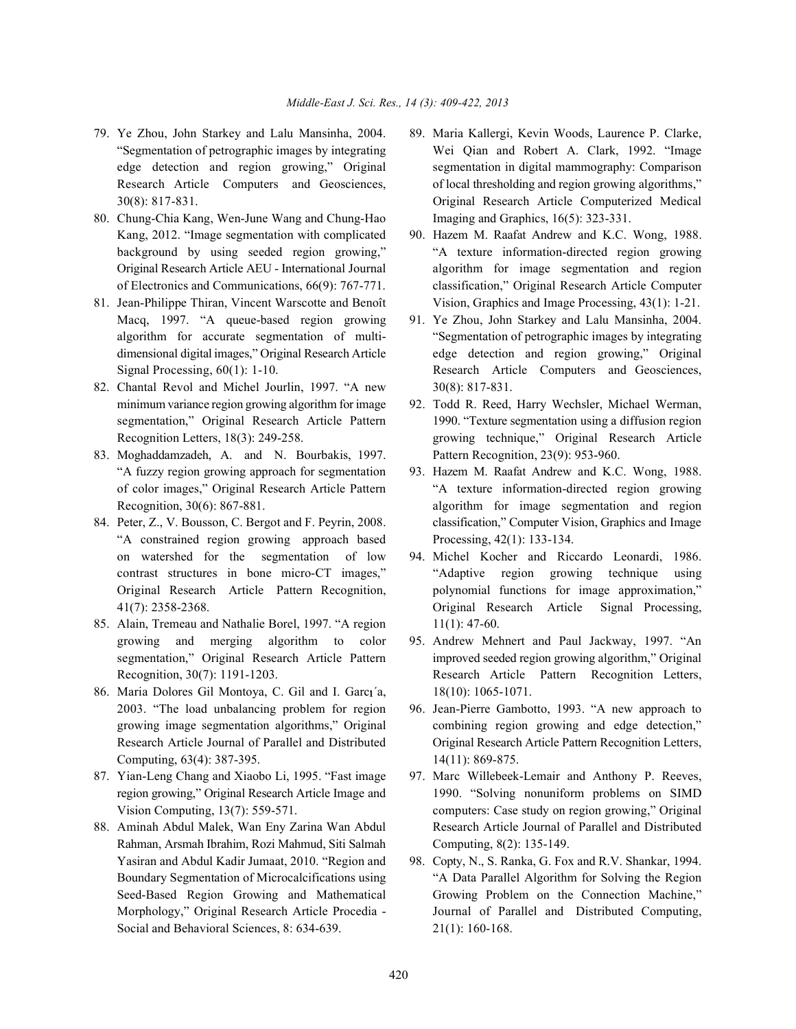79. Ye Zhou, John Starkey and Lalu Mansinha, 2004. "Segmentation of petrographic images by integrating edge detection and region growing," Original Research Article Computers and Geosciences, 30(8): 817-831.
80. Chung-Chia Kang, Wen-June Wang and Chung-Hao Kang, 2012. "Image segmentation with complicated background by using seeded region growing," Original Research Article AEU - International Journal of Electronics and Communications, 66(9): 767-771.
81. Jean-Philippe Thiran, Vincent Warscotte and Benoît Macq, 1997. "A queue-based region growing algorithm for accurate segmentation of multi-dimensional digital images," Original Research Article Signal Processing, 60(1): 1-10.
82. Chantal Revol and Michel Jourlin, 1997. "A new minimum variance region growing algorithm for image segmentation," Original Research Article Pattern Recognition Letters, 18(3): 249-258.
83. Moghaddamzadeh, A. and N. Bourbakis, 1997. "A fuzzy region growing approach for segmentation of color images," Original Research Article Pattern Recognition, 30(6): 867-881.
84. Peter, Z., V. Bousson, C. Bergot and F. Peyrin, 2008. "A constrained region growing approach based on watershed for the segmentation of low contrast structures in bone micro-CT images," Original Research Article Pattern Recognition, 41(7): 2358-2368.
85. Alain, Tremeau and Nathalie Borel, 1997. "A region growing and merging algorithm to color segmentation," Original Research Article Pattern Recognition, 30(7): 1191-1203.
86. Maria Dolores Gil Montoya, C. Gil and I. Garcı´a, 2003. "The load unbalancing problem for region growing image segmentation algorithms," Original Research Article Journal of Parallel and Distributed Computing, 63(4): 387-395.
87. Yian-Leng Chang and Xiaobo Li, 1995. "Fast image region growing," Original Research Article Image and Vision Computing, 13(7): 559-571.
88. Aminah Abdul Malek, Wan Eny Zarina Wan Abdul Rahman, Arsmah Ibrahim, Rozi Mahmud, Siti Salmah Yasiran and Abdul Kadir Jumaat, 2010. "Region and Boundary Segmentation of Microcalcifications using Seed-Based Region Growing and Mathematical Morphology," Original Research Article Procedia - Social and Behavioral Sciences, 8: 634-639.
89. Maria Kallergi, Kevin Woods, Laurence P. Clarke, Wei Qian and Robert A. Clark, 1992. "Image segmentation in digital mammography: Comparison of local thresholding and region growing algorithms," Original Research Article Computerized Medical Imaging and Graphics, 16(5): 323-331.
90. Hazem M. Raafat Andrew and K.C. Wong, 1988. "A texture information-directed region growing algorithm for image segmentation and region classification," Original Research Article Computer Vision, Graphics and Image Processing, 43(1): 1-21.
91. Ye Zhou, John Starkey and Lalu Mansinha, 2004. "Segmentation of petrographic images by integrating edge detection and region growing," Original Research Article Computers and Geosciences, 30(8): 817-831.
92. Todd R. Reed, Harry Wechsler, Michael Werman, 1990. "Texture segmentation using a diffusion region growing technique," Original Research Article Pattern Recognition, 23(9): 953-960.
93. Hazem M. Raafat Andrew and K.C. Wong, 1988. "A texture information-directed region growing algorithm for image segmentation and region classification," Computer Vision, Graphics and Image Processing, 42(1): 133-134.
94. Michel Kocher and Riccardo Leonardi, 1986. "Adaptive region growing technique using polynomial functions for image approximation," Original Research Article Signal Processing, 11(1): 47-60.
95. Andrew Mehnert and Paul Jackway, 1997. "An improved seeded region growing algorithm," Original Research Article Pattern Recognition Letters, 18(10): 1065-1071.
96. Jean-Pierre Gambotto, 1993. "A new approach to combining region growing and edge detection," Original Research Article Pattern Recognition Letters, 14(11): 869-875.
97. Marc Willebeek-Lemair and Anthony P. Reeves, 1990. "Solving nonuniform problems on SIMD computers: Case study on region growing," Original Research Article Journal of Parallel and Distributed Computing, 8(2): 135-149.
98. Copty, N., S. Ranka, G. Fox and R.V. Shankar, 1994. "A Data Parallel Algorithm for Solving the Region Growing Problem on the Connection Machine," Journal of Parallel and Distributed Computing, 21(1): 160-168.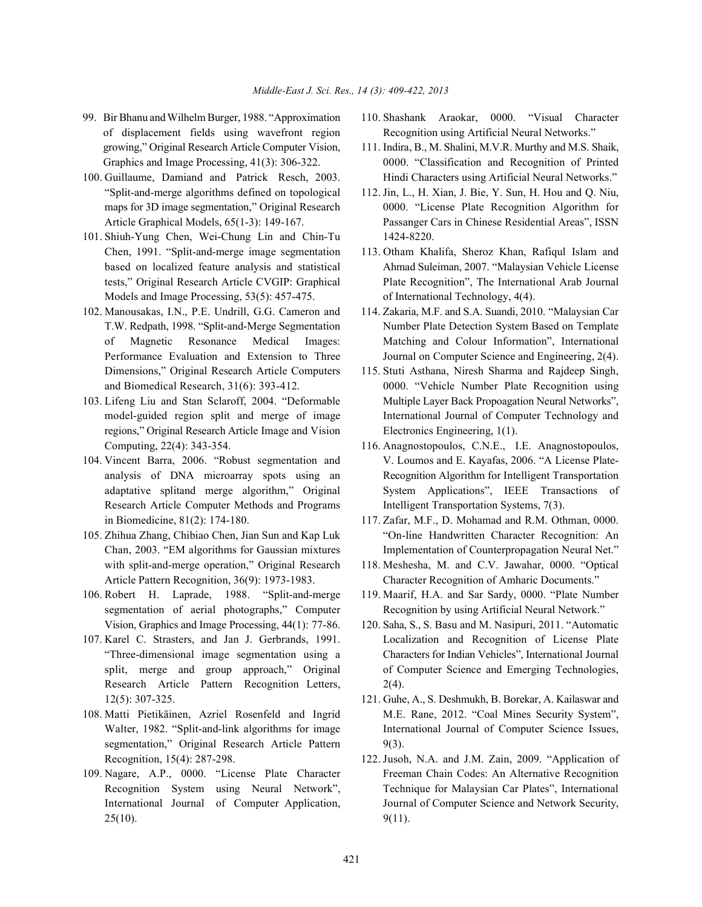99. Bir Bhanu and Wilhelm Burger, 1988. "Approximation of displacement fields using wavefront region growing," Original Research Article Computer Vision, Graphics and Image Processing, 41(3): 306-322.

100. Guillaume, Damiand and Patrick Resch, 2003. "Split-and-merge algorithms defined on topological maps for 3D image segmentation," Original Research Article Graphical Models, 65(1-3): 149-167.

101. Shiuh-Yung Chen, Wei-Chung Lin and Chin-Tu Chen, 1991. "Split-and-merge image segmentation based on localized feature analysis and statistical tests," Original Research Article CVGIP: Graphical Models and Image Processing, 53(5): 457-475.

102. Manousakas, I.N., P.E. Undrill, G.G. Cameron and T.W. Redpath, 1998. "Split-and-Merge Segmentation of Magnetic Resonance Medical Images: Performance Evaluation and Extension to Three Dimensions," Original Research Article Computers and Biomedical Research, 31(6): 393-412.

103. Lifeng Liu and Stan Sclaroff, 2004. "Deformable model-guided region split and merge of image regions," Original Research Article Image and Vision Computing, 22(4): 343-354.

104. Vincent Barra, 2006. "Robust segmentation and analysis of DNA microarray spots using an adaptative splitand merge algorithm," Original Research Article Computer Methods and Programs in Biomedicine, 81(2): 174-180.

105. Zhihua Zhang, Chibiao Chen, Jian Sun and Kap Luk Chan, 2003. "EM algorithms for Gaussian mixtures with split-and-merge operation," Original Research Article Pattern Recognition, 36(9): 1973-1983.

106. Robert H. Laprade, 1988. "Split-and-merge segmentation of aerial photographs," Computer Vision, Graphics and Image Processing, 44(1): 77-86.

107. Karel C. Strasters, and Jan J. Gerbrands, 1991. "Three-dimensional image segmentation using a split, merge and group approach," Original Research Article Pattern Recognition Letters, 12(5): 307-325.

108. Matti Pietikäinen, Azriel Rosenfeld and Ingrid Walter, 1982. "Split-and-link algorithms for image segmentation," Original Research Article Pattern Recognition, 15(4): 287-298.

109. Nagare, A.P., 0000. "License Plate Character Recognition System using Neural Network", International Journal of Computer Application, 25(10).

110. Shashank Araokar, 0000. "Visual Character Recognition using Artificial Neural Networks."

111. Indira, B., M. Shalini, M.V.R. Murthy and M.S. Shaik, 0000. "Classification and Recognition of Printed Hindi Characters using Artificial Neural Networks."

112. Jin, L., H. Xian, J. Bie, Y. Sun, H. Hou and Q. Niu, 0000. "License Plate Recognition Algorithm for Passanger Cars in Chinese Residential Areas", ISSN 1424-8220.

113. Otham Khalifa, Sheroz Khan, Rafiqul Islam and Ahmad Suleiman, 2007. "Malaysian Vehicle License Plate Recognition", The International Arab Journal of International Technology, 4(4).

114. Zakaria, M.F. and S.A. Suandi, 2010. "Malaysian Car Number Plate Detection System Based on Template Matching and Colour Information", International Journal on Computer Science and Engineering, 2(4).

115. Stuti Asthana, Niresh Sharma and Rajdeep Singh, 0000. "Vehicle Number Plate Recognition using Multiple Layer Back Propoagation Neural Networks", International Journal of Computer Technology and Electronics Engineering, 1(1).

116. Anagnostopoulos, C.N.E., I.E. Anagnostopoulos, V. Loumos and E. Kayafas, 2006. "A License Plate-Recognition Algorithm for Intelligent Transportation System Applications", IEEE Transactions of Intelligent Transportation Systems, 7(3).

117. Zafar, M.F., D. Mohamad and R.M. Othman, 0000. "On-line Handwritten Character Recognition: An Implementation of Counterpropagation Neural Net."

118. Meshesha, M. and C.V. Jawahar, 0000. "Optical Character Recognition of Amharic Documents."

119. Maarif, H.A. and Sar Sardy, 0000. "Plate Number Recognition by using Artificial Neural Network."

120. Saha, S., S. Basu and M. Nasipuri, 2011. "Automatic Localization and Recognition of License Plate Characters for Indian Vehicles", International Journal of Computer Science and Emerging Technologies, 2(4).

121. Guhe, A., S. Deshmukh, B. Borekar, A. Kailaswar and M.E. Rane, 2012. "Coal Mines Security System", International Journal of Computer Science Issues, 9(3).

122. Jusoh, N.A. and J.M. Zain, 2009. "Application of Freeman Chain Codes: An Alternative Recognition Technique for Malaysian Car Plates", International Journal of Computer Science and Network Security, 9(11).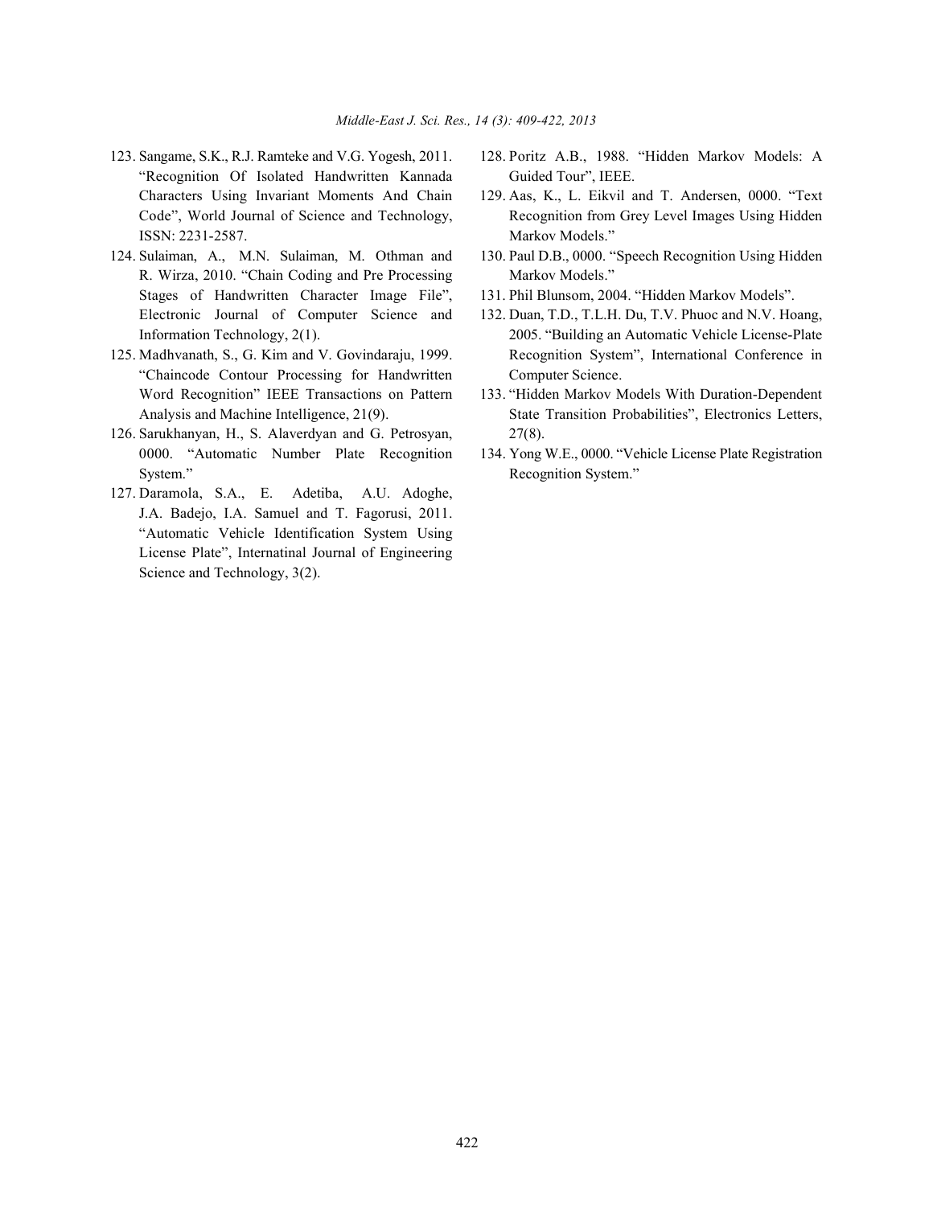123. Sangame, S.K., R.J. Ramteke and V.G. Yogesh, 2011. "Recognition Of Isolated Handwritten Kannada Characters Using Invariant Moments And Chain Code", World Journal of Science and Technology, ISSN: 2231-2587.
124. Sulaiman, A., M.N. Sulaiman, M. Othman and R. Wirza, 2010. "Chain Coding and Pre Processing Stages of Handwritten Character Image File", Electronic Journal of Computer Science and Information Technology, 2(1).
125. Madhvanath, S., G. Kim and V. Govindaraju, 1999. "Chaincode Contour Processing for Handwritten Word Recognition" IEEE Transactions on Pattern Analysis and Machine Intelligence, 21(9).
126. Sarukhanyan, H., S. Alaverdyan and G. Petrosyan, 0000. "Automatic Number Plate Recognition System."
127. Daramola, S.A., E. Adetiba, A.U. Adoghe, J.A. Badejo, I.A. Samuel and T. Fagorusi, 2011. "Automatic Vehicle Identification System Using License Plate", Internatinal Journal of Engineering Science and Technology, 3(2).
128. Poritz A.B., 1988. "Hidden Markov Models: A Guided Tour", IEEE.
129. Aas, K., L. Eikvil and T. Andersen, 0000. "Text Recognition from Grey Level Images Using Hidden Markov Models."
130. Paul D.B., 0000. "Speech Recognition Using Hidden Markov Models."
131. Phil Blunsom, 2004. "Hidden Markov Models".
132. Duan, T.D., T.L.H. Du, T.V. Phuoc and N.V. Hoang, 2005. "Building an Automatic Vehicle License-Plate Recognition System", International Conference in Computer Science.
133. "Hidden Markov Models With Duration-Dependent State Transition Probabilities", Electronics Letters, 27(8).
134. Yong W.E., 0000. "Vehicle License Plate Registration Recognition System."